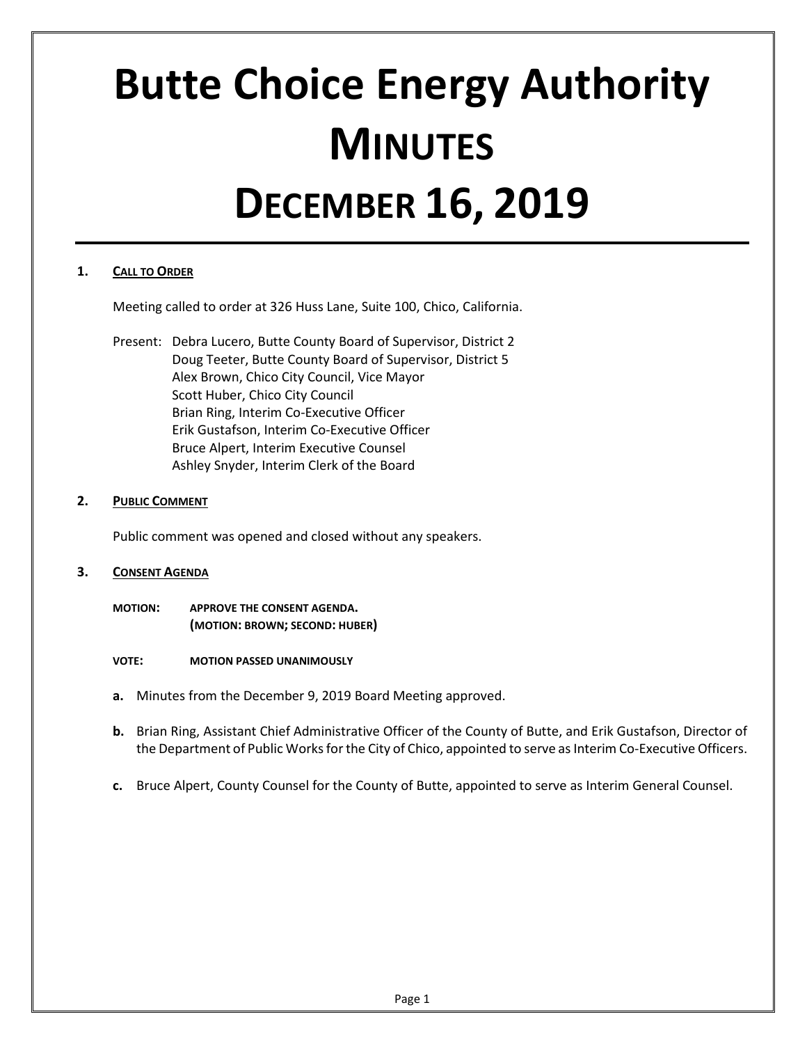# Butte Choice Energy Authority
# MINUTES
# DECEMBER 16, 2019

## 1. CALL TO ORDER

Meeting called to order at 326 Huss Lane, Suite 100, Chico, California.

Present: Debra Lucero, Butte County Board of Supervisor, District 2
Doug Teeter, Butte County Board of Supervisor, District 5
Alex Brown, Chico City Council, Vice Mayor
Scott Huber, Chico City Council
Brian Ring, Interim Co-Executive Officer
Erik Gustafson, Interim Co-Executive Officer
Bruce Alpert, Interim Executive Counsel
Ashley Snyder, Interim Clerk of the Board

## 2. PUBLIC COMMENT

Public comment was opened and closed without any speakers.

## 3. CONSENT AGENDA

**MOTION:** **APPROVE THE CONSENT AGENDA.**
**(MOTION: BROWN; SECOND: HUBER)**

**VOTE:** **MOTION PASSED UNANIMOUSLY**

**a.** Minutes from the December 9, 2019 Board Meeting approved.

**b.** Brian Ring, Assistant Chief Administrative Officer of the County of Butte, and Erik Gustafson, Director of the Department of Public Works for the City of Chico, appointed to serve as Interim Co-Executive Officers.

**c.** Bruce Alpert, County Counsel for the County of Butte, appointed to serve as Interim General Counsel.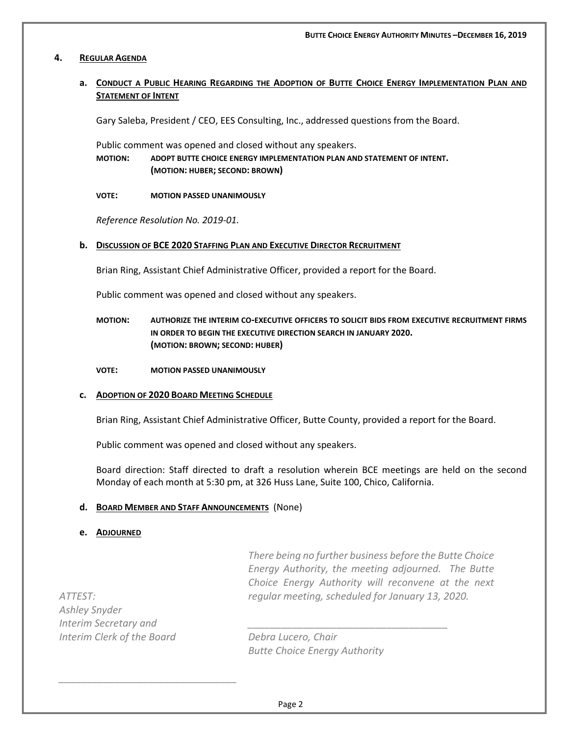## 4. REGULAR AGENDA

### a. CONDUCT A PUBLIC HEARING REGARDING THE ADOPTION OF BUTTE CHOICE ENERGY IMPLEMENTATION PLAN AND STATEMENT OF INTENT

Gary Saleba, President / CEO, EES Consulting, Inc., addressed questions from the Board.

Public comment was opened and closed without any speakers.

**MOTION: ADOPT BUTTE CHOICE ENERGY IMPLEMENTATION PLAN AND STATEMENT OF INTENT. (MOTION: HUBER; SECOND: BROWN)**

**VOTE: MOTION PASSED UNANIMOUSLY**

*Reference Resolution No. 2019-01.*

### b. DISCUSSION OF BCE 2020 STAFFING PLAN AND EXECUTIVE DIRECTOR RECRUITMENT

Brian Ring, Assistant Chief Administrative Officer, provided a report for the Board.

Public comment was opened and closed without any speakers.

**MOTION: AUTHORIZE THE INTERIM CO-EXECUTIVE OFFICERS TO SOLICIT BIDS FROM EXECUTIVE RECRUITMENT FIRMS IN ORDER TO BEGIN THE EXECUTIVE DIRECTION SEARCH IN JANUARY 2020. (MOTION: BROWN; SECOND: HUBER)**

**VOTE: MOTION PASSED UNANIMOUSLY**

### c. ADOPTION OF 2020 BOARD MEETING SCHEDULE

Brian Ring, Assistant Chief Administrative Officer, Butte County, provided a report for the Board.

Public comment was opened and closed without any speakers.

Board direction: Staff directed to draft a resolution wherein BCE meetings are held on the second Monday of each month at 5:30 pm, at 326 Huss Lane, Suite 100, Chico, California.

### d. BOARD MEMBER AND STAFF ANNOUNCEMENTS (None)

### e. ADJOURNED

*There being no further business before the Butte Choice Energy Authority, the meeting adjourned. The Butte Choice Energy Authority will reconvene at the next regular meeting, scheduled for January 13, 2020.*

*ATTEST:*
*Ashley Snyder*
*Interim Secretary and*
*Interim Clerk of the Board*

\_\_\_\_\_\_\_\_\_\_\_\_\_\_\_\_\_\_\_\_\_\_\_\_\_\_\_\_\_\_\_\_\_\_

\_\_\_\_\_\_\_\_\_\_\_\_\_\_\_\_\_\_\_\_\_\_\_\_\_\_\_\_\_\_\_\_\_\_

*Debra Lucero, Chair*
*Butte Choice Energy Authority*